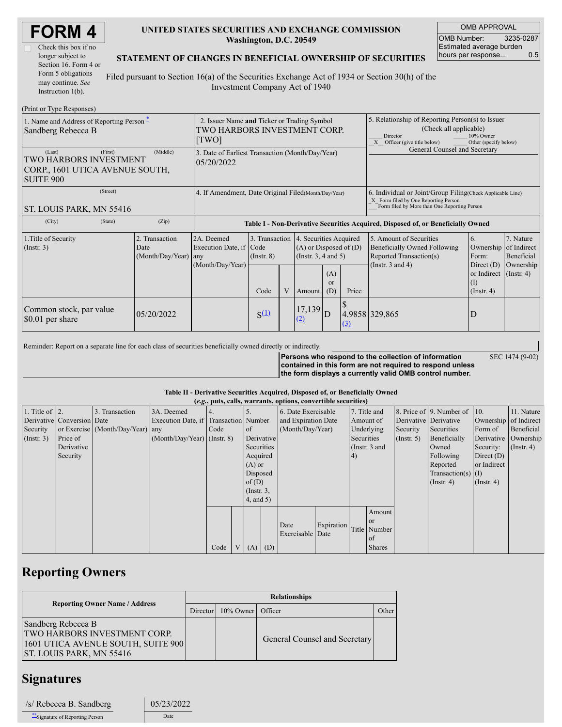# FORM 4

Check this box if no longer subject to Section 16. Form 4 or Form 5 obligations may continue. *See* Instruction 1(b).

**UNITED STATES SECURITIES AND EXCHANGE COMMISSION**
**Washington, D.C. 20549**

**STATEMENT OF CHANGES IN BENEFICIAL OWNERSHIP OF SECURITIES**

Filed pursuant to Section 16(a) of the Securities Exchange Act of 1934 or Section 30(h) of the Investment Company Act of 1940

| OMB APPROVAL | |
|---|---|
| OMB Number: | 3235-0287 |
| Estimated average burden hours per response... | 0.5 |

(Print or Type Responses)

| 1. Name and Address of Reporting Person * | 2. Issuer Name and Ticker or Trading Symbol | 5. Relationship of Reporting Person(s) to Issuer (Check all applicable) |
|---|---|---|
| Sandberg Rebecca B | TWO HARBORS INVESTMENT CORP. [TWO] | ___ Director ___ 10% Owner _X_ Officer (give title below) ___ Other (specify below) General Counsel and Secretary |
| (Last) (First) (Middle) TWO HARBORS INVESTMENT CORP., 1601 UTICA AVENUE SOUTH, SUITE 900 | 3. Date of Earliest Transaction (Month/Day/Year) 05/20/2022 | |
| (Street) ST. LOUIS PARK, MN 55416 | 4. If Amendment, Date Original Filed (Month/Day/Year) | 6. Individual or Joint/Group Filing (Check Applicable Line) _X_ Form filed by One Reporting Person ___ Form filed by More than One Reporting Person |
| (City) (State) (Zip) | | |

**Table I - Non-Derivative Securities Acquired, Disposed of, or Beneficially Owned**

| 1.Title of Security (Instr. 3) | 2. Transaction Date (Month/Day/Year) | 2A. Deemed Execution Date, if any (Month/Day/Year) | 3. Transaction Code (Instr. 8) | | 4. Securities Acquired (A) or Disposed of (D) (Instr. 3, 4 and 5) | | | 5. Amount of Securities Beneficially Owned Following Reported Transaction(s) (Instr. 3 and 4) | 6. Ownership Form: Direct (D) or Indirect (I) (Instr. 4) | 7. Nature of Indirect Beneficial Ownership (Instr. 4) |
|---|---|---|---|---|---|---|---|---|---|---|
| | | | Code | V | Amount | (A) or (D) | Price | | | |
| Common stock, par value $0.01 per share | 05/20/2022 | | S [(1)] | | 17,139 [(2)] | D | $ 4.9858 [(3)] | 329,865 | D | |

Reminder: Report on a separate line for each class of securities beneficially owned directly or indirectly.

**Persons who respond to the collection of information contained in this form are not required to respond unless the form displays a currently valid OMB control number.**

SEC 1474 (9-02)

**Table II - Derivative Securities Acquired, Disposed of, or Beneficially Owned**
**(*e.g.*, puts, calls, warrants, options, convertible securities)**

| 1. Title of Derivative Security (Instr. 3) | 2. Conversion or Exercise Price of Derivative Security | 3. Transaction Date (Month/Day/Year) | 3A. Deemed Execution Date, if any (Month/Day/Year) | 4. Transaction Code (Instr. 8) | | 5. Number of Derivative Securities Acquired (A) or Disposed of (D) (Instr. 3, 4, and 5) | | 6. Date Exercisable and Expiration Date (Month/Day/Year) | | 7. Title and Amount of Underlying Securities (Instr. 3 and 4) | | 8. Price of Derivative Security (Instr. 5) | 9. Number of Derivative Securities Beneficially Owned Following Reported Transaction(s) (Instr. 4) | 10. Ownership Form of Derivative Security: Direct (D) or Indirect (I) (Instr. 4) | 11. Nature of Indirect Beneficial Ownership (Instr. 4) |
|---|---|---|---|---|---|---|---|---|---|---|---|---|---|---|---|
| | | | | Code | V | (A) | (D) | Date Exercisable | Expiration Date | Title | Amount or Number of Shares | | | | |

## Reporting Owners

| Reporting Owner Name / Address | Relationships | | | |
|---|---|---|---|---|
| | Director | 10% Owner | Officer | Other |
| Sandberg Rebecca B TWO HARBORS INVESTMENT CORP. 1601 UTICA AVENUE SOUTH, SUITE 900 ST. LOUIS PARK, MN 55416 | | | General Counsel and Secretary | |

## Signatures

| /s/ Rebecca B. Sandberg | 05/23/2022 |
|---|---|
| **Signature of Reporting Person | Date |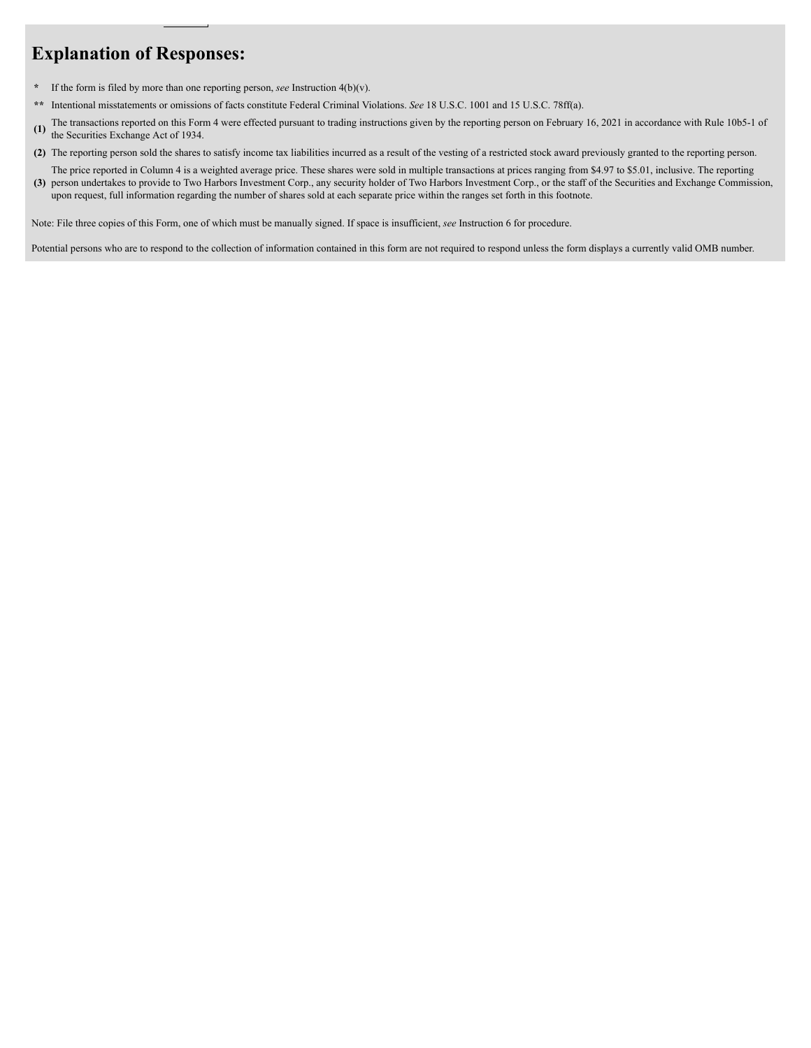## Explanation of Responses:

- \* If the form is filed by more than one reporting person, *see* Instruction 4(b)(v).
- \*\* Intentional misstatements or omissions of facts constitute Federal Criminal Violations. *See* 18 U.S.C. 1001 and 15 U.S.C. 78ff(a).
- **(1)** The transactions reported on this Form 4 were effected pursuant to trading instructions given by the reporting person on February 16, 2021 in accordance with Rule 10b5-1 of the Securities Exchange Act of 1934.
- **(2)** The reporting person sold the shares to satisfy income tax liabilities incurred as a result of the vesting of a restricted stock award previously granted to the reporting person.
- **(3)** The price reported in Column 4 is a weighted average price. These shares were sold in multiple transactions at prices ranging from $4.97 to $5.01, inclusive. The reporting person undertakes to provide to Two Harbors Investment Corp., any security holder of Two Harbors Investment Corp., or the staff of the Securities and Exchange Commission, upon request, full information regarding the number of shares sold at each separate price within the ranges set forth in this footnote.

Note: File three copies of this Form, one of which must be manually signed. If space is insufficient, *see* Instruction 6 for procedure.

Potential persons who are to respond to the collection of information contained in this form are not required to respond unless the form displays a currently valid OMB number.